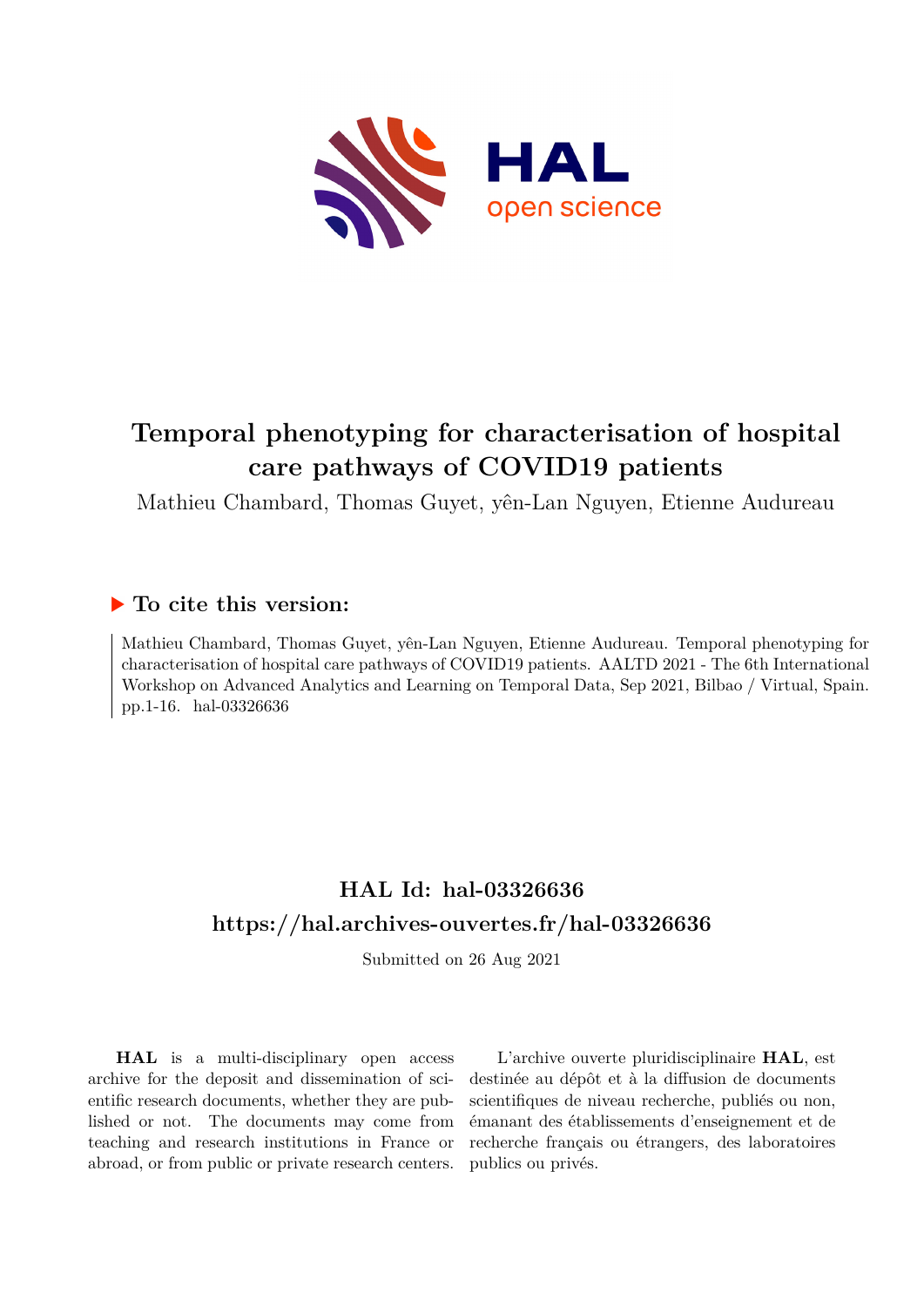# Temporal phenotyping for characterisation of hospital care pathways of COVID19 patients

Mathieu Chambard, Thomas Guyet, yên-Lan Nguyen, Etienne Audureau

## ▶ To cite this version:

Mathieu Chambard, Thomas Guyet, yên-Lan Nguyen, Etienne Audureau. Temporal phenotyping for characterisation of hospital care pathways of COVID19 patients. AALTD 2021 - The 6th International Workshop on Advanced Analytics and Learning on Temporal Data, Sep 2021, Bilbao / Virtual, Spain. pp.1-16. hal-03326636

## HAL Id: hal-03326636
## https://hal.archives-ouvertes.fr/hal-03326636

Submitted on 26 Aug 2021

**HAL** is a multi-disciplinary open access archive for the deposit and dissemination of scientific research documents, whether they are published or not. The documents may come from teaching and research institutions in France or abroad, or from public or private research centers.

L'archive ouverte pluridisciplinaire **HAL**, est destinée au dépôt et à la diffusion de documents scientifiques de niveau recherche, publiés ou non, émanant des établissements d'enseignement et de recherche français ou étrangers, des laboratoires publics ou privés.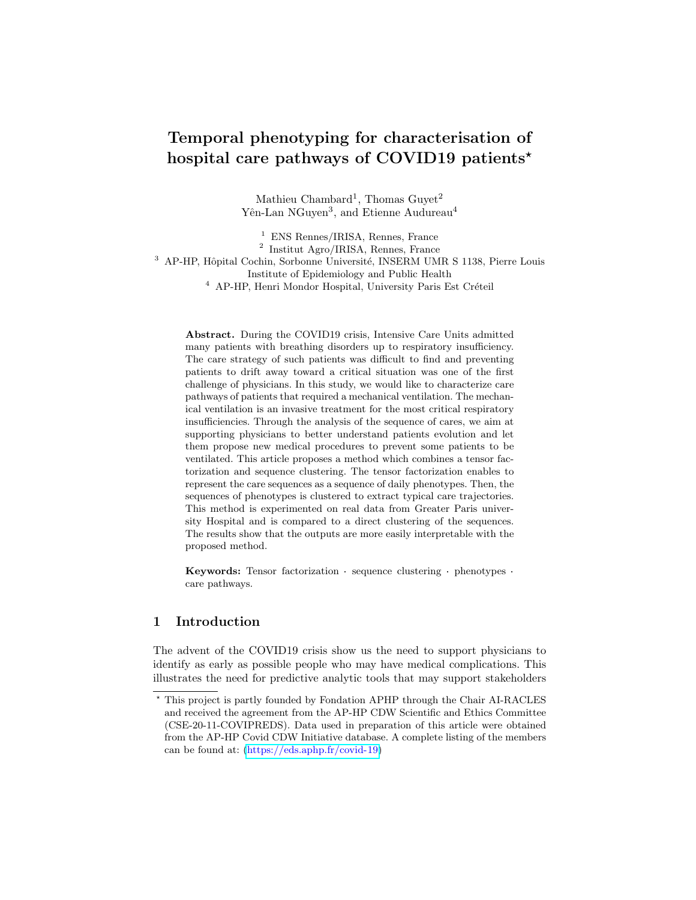# Temporal phenotyping for characterisation of hospital care pathways of COVID19 patients*

Mathieu Chambard[1], Thomas Guyet[2]
Yên-Lan NGuyen[3], and Etienne Audureau[4]

[1] ENS Rennes/IRISA, Rennes, France
[2] Institut Agro/IRISA, Rennes, France
[3] AP-HP, Hôpital Cochin, Sorbonne Université, INSERM UMR S 1138, Pierre Louis Institute of Epidemiology and Public Health
[4] AP-HP, Henri Mondor Hospital, University Paris Est Créteil

**Abstract.** During the COVID19 crisis, Intensive Care Units admitted many patients with breathing disorders up to respiratory insufficiency. The care strategy of such patients was difficult to find and preventing patients to drift away toward a critical situation was one of the first challenge of physicians. In this study, we would like to characterize care pathways of patients that required a mechanical ventilation. The mechanical ventilation is an invasive treatment for the most critical respiratory insufficiencies. Through the analysis of the sequence of cares, we aim at supporting physicians to better understand patients evolution and let them propose new medical procedures to prevent some patients to be ventilated. This article proposes a method which combines a tensor factorization and sequence clustering. The tensor factorization enables to represent the care sequences as a sequence of daily phenotypes. Then, the sequences of phenotypes is clustered to extract typical care trajectories. This method is experimented on real data from Greater Paris university Hospital and is compared to a direct clustering of the sequences. The results show that the outputs are more easily interpretable with the proposed method.

**Keywords:** Tensor factorization · sequence clustering · phenotypes · care pathways.

## 1 Introduction

The advent of the COVID19 crisis show us the need to support physicians to identify as early as possible people who may have medical complications. This illustrates the need for predictive analytic tools that may support stakeholders

* This project is partly founded by Fondation APHP through the Chair AI-RACLES and received the agreement from the AP-HP CDW Scientific and Ethics Committee (CSE-20-11-COVIPREDS). Data used in preparation of this article were obtained from the AP-HP Covid CDW Initiative database. A complete listing of the members can be found at: (https://eds.aphp.fr/covid-19)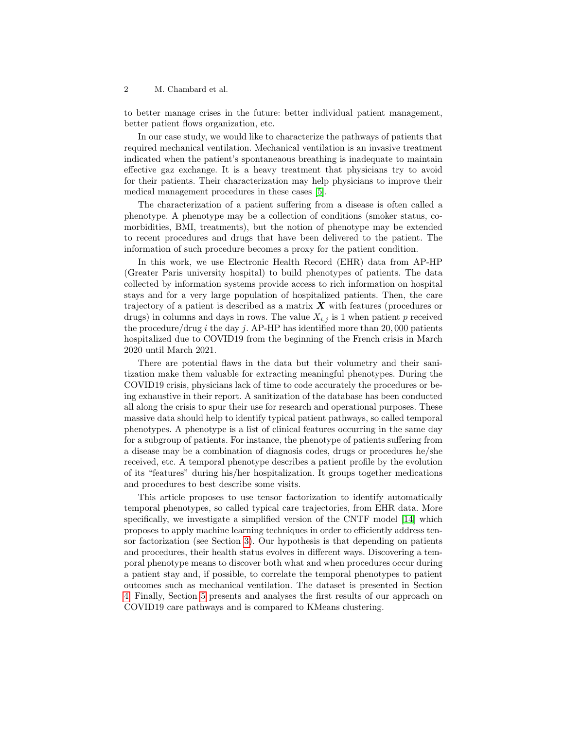to better manage crises in the future: better individual patient management, better patient flows organization, etc.

In our case study, we would like to characterize the pathways of patients that required mechanical ventilation. Mechanical ventilation is an invasive treatment indicated when the patient's spontaneaous breathing is inadequate to maintain effective gaz exchange. It is a heavy treatment that physicians try to avoid for their patients. Their characterization may help physicians to improve their medical management procedures in these cases [5].

The characterization of a patient suffering from a disease is often called a phenotype. A phenotype may be a collection of conditions (smoker status, comorbidities, BMI, treatments), but the notion of phenotype may be extended to recent procedures and drugs that have been delivered to the patient. The information of such procedure becomes a proxy for the patient condition.

In this work, we use Electronic Health Record (EHR) data from AP-HP (Greater Paris university hospital) to build phenotypes of patients. The data collected by information systems provide access to rich information on hospital stays and for a very large population of hospitalized patients. Then, the care trajectory of a patient is described as a matrix $\boldsymbol{X}$ with features (procedures or drugs) in columns and days in rows. The value $X_{i,j}$ is 1 when patient $p$ received the procedure/drug $i$ the day $j$. AP-HP has identified more than $20,000$ patients hospitalized due to COVID19 from the beginning of the French crisis in March 2020 until March 2021.

There are potential flaws in the data but their volumetry and their sanitization make them valuable for extracting meaningful phenotypes. During the COVID19 crisis, physicians lack of time to code accurately the procedures or being exhaustive in their report. A sanitization of the database has been conducted all along the crisis to spur their use for research and operational purposes. These massive data should help to identify typical patient pathways, so called temporal phenotypes. A phenotype is a list of clinical features occurring in the same day for a subgroup of patients. For instance, the phenotype of patients suffering from a disease may be a combination of diagnosis codes, drugs or procedures he/she received, etc. A temporal phenotype describes a patient profile by the evolution of its "features" during his/her hospitalization. It groups together medications and procedures to best describe some visits.

This article proposes to use tensor factorization to identify automatically temporal phenotypes, so called typical care trajectories, from EHR data. More specifically, we investigate a simplified version of the CNTF model [14] which proposes to apply machine learning techniques in order to efficiently address tensor factorization (see Section 3). Our hypothesis is that depending on patients and procedures, their health status evolves in different ways. Discovering a temporal phenotype means to discover both what and when procedures occur during a patient stay and, if possible, to correlate the temporal phenotypes to patient outcomes such as mechanical ventilation. The dataset is presented in Section 4. Finally, Section 5 presents and analyses the first results of our approach on COVID19 care pathways and is compared to KMeans clustering.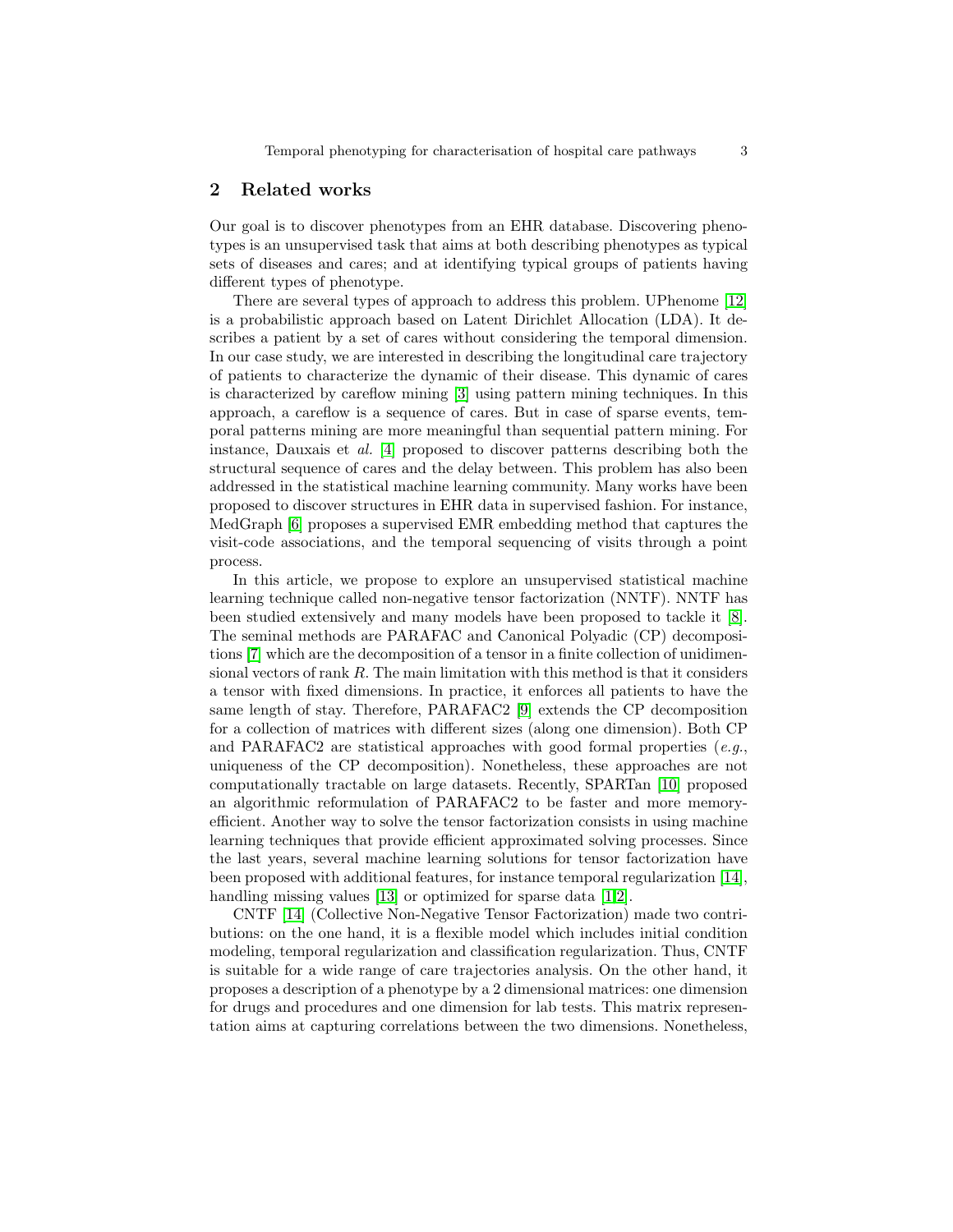## 2 Related works

Our goal is to discover phenotypes from an EHR database. Discovering phenotypes is an unsupervised task that aims at both describing phenotypes as typical sets of diseases and cares; and at identifying typical groups of patients having different types of phenotype.

There are several types of approach to address this problem. UPhenome [12] is a probabilistic approach based on Latent Dirichlet Allocation (LDA). It describes a patient by a set of cares without considering the temporal dimension. In our case study, we are interested in describing the longitudinal care trajectory of patients to characterize the dynamic of their disease. This dynamic of cares is characterized by careflow mining [3] using pattern mining techniques. In this approach, a careflow is a sequence of cares. But in case of sparse events, temporal patterns mining are more meaningful than sequential pattern mining. For instance, Dauxais et *al.* [4] proposed to discover patterns describing both the structural sequence of cares and the delay between. This problem has also been addressed in the statistical machine learning community. Many works have been proposed to discover structures in EHR data in supervised fashion. For instance, MedGraph [6] proposes a supervised EMR embedding method that captures the visit-code associations, and the temporal sequencing of visits through a point process.

In this article, we propose to explore an unsupervised statistical machine learning technique called non-negative tensor factorization (NNTF). NNTF has been studied extensively and many models have been proposed to tackle it [8]. The seminal methods are PARAFAC and Canonical Polyadic (CP) decompositions [7] which are the decomposition of a tensor in a finite collection of unidimensional vectors of rank $R$. The main limitation with this method is that it considers a tensor with fixed dimensions. In practice, it enforces all patients to have the same length of stay. Therefore, PARAFAC2 [9] extends the CP decomposition for a collection of matrices with different sizes (along one dimension). Both CP and PARAFAC2 are statistical approaches with good formal properties (*e.g.*, uniqueness of the CP decomposition). Nonetheless, these approaches are not computationally tractable on large datasets. Recently, SPARTan [10] proposed an algorithmic reformulation of PARAFAC2 to be faster and more memory-efficient. Another way to solve the tensor factorization consists in using machine learning techniques that provide efficient approximated solving processes. Since the last years, several machine learning solutions for tensor factorization have been proposed with additional features, for instance temporal regularization [14], handling missing values [13] or optimized for sparse data [1,2].

CNTF [14] (Collective Non-Negative Tensor Factorization) made two contributions: on the one hand, it is a flexible model which includes initial condition modeling, temporal regularization and classification regularization. Thus, CNTF is suitable for a wide range of care trajectories analysis. On the other hand, it proposes a description of a phenotype by a 2 dimensional matrices: one dimension for drugs and procedures and one dimension for lab tests. This matrix representation aims at capturing correlations between the two dimensions. Nonetheless,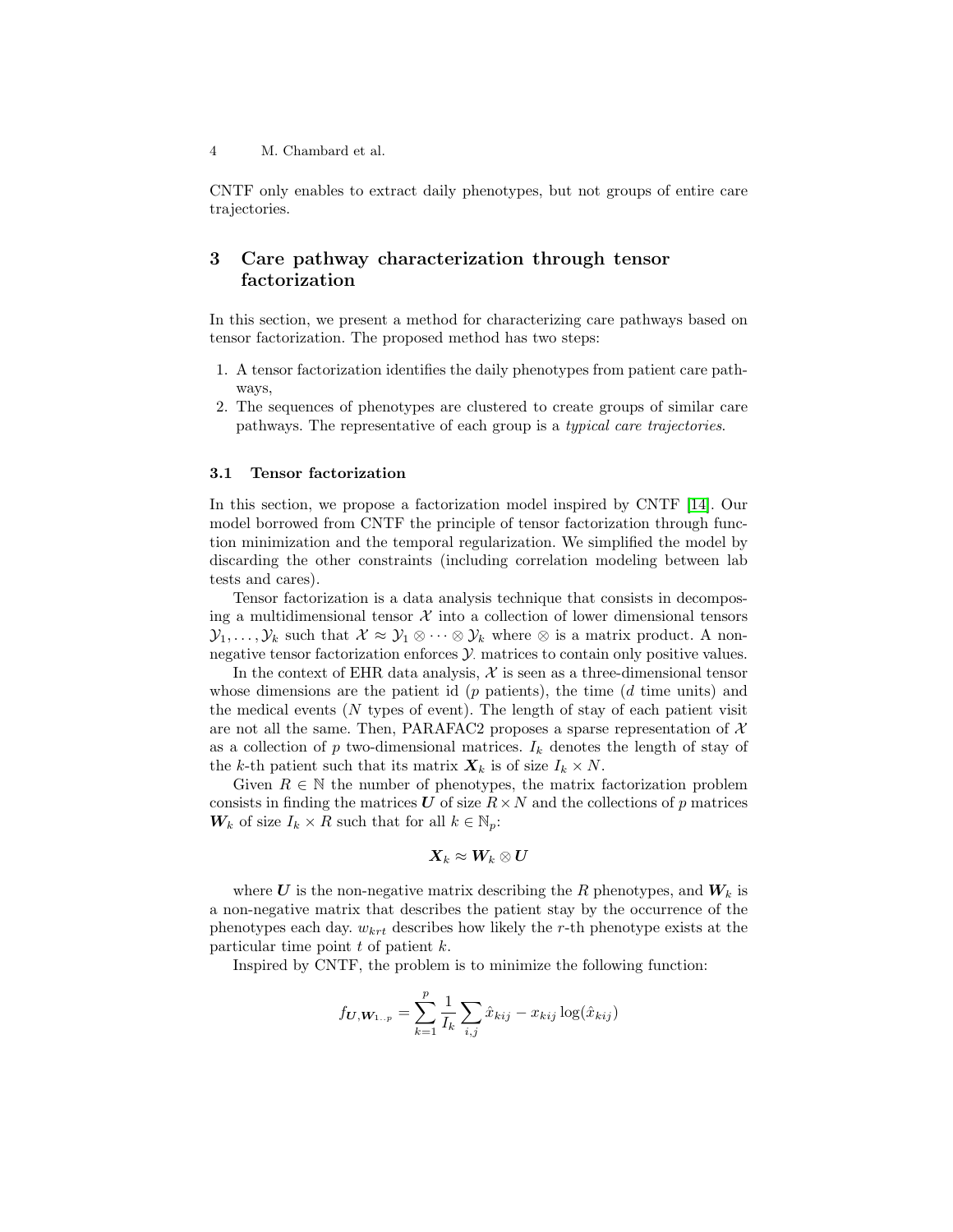CNTF only enables to extract daily phenotypes, but not groups of entire care trajectories.

## 3 Care pathway characterization through tensor factorization

In this section, we present a method for characterizing care pathways based on tensor factorization. The proposed method has two steps:

1. A tensor factorization identifies the daily phenotypes from patient care pathways,
2. The sequences of phenotypes are clustered to create groups of similar care pathways. The representative of each group is a *typical care trajectories*.

### 3.1 Tensor factorization

In this section, we propose a factorization model inspired by CNTF [14]. Our model borrowed from CNTF the principle of tensor factorization through function minimization and the temporal regularization. We simplified the model by discarding the other constraints (including correlation modeling between lab tests and cares).

Tensor factorization is a data analysis technique that consists in decomposing a multidimensional tensor $\mathcal{X}$ into a collection of lower dimensional tensors $\mathcal{Y}_1, \dots, \mathcal{Y}_k$ such that $\mathcal{X} \approx \mathcal{Y}_1 \otimes \cdots \otimes \mathcal{Y}_k$ where $\otimes$ is a matrix product. A non-negative tensor factorization enforces $\mathcal{Y}_{\cdot}$ matrices to contain only positive values.

In the context of EHR data analysis, $\mathcal{X}$ is seen as a three-dimensional tensor whose dimensions are the patient id ($p$ patients), the time ($d$ time units) and the medical events ($N$ types of event). The length of stay of each patient visit are not all the same. Then, PARAFAC2 proposes a sparse representation of $\mathcal{X}$ as a collection of $p$ two-dimensional matrices. $I_k$ denotes the length of stay of the $k$-th patient such that its matrix $\boldsymbol{X}_k$ is of size $I_k \times N$.

Given $R \in \mathbb{N}$ the number of phenotypes, the matrix factorization problem consists in finding the matrices $\boldsymbol{U}$ of size $R \times N$ and the collections of $p$ matrices $\boldsymbol{W}_k$ of size $I_k \times R$ such that for all $k \in \mathbb{N}_p$:

$$\boldsymbol{X}_k \approx \boldsymbol{W}_k \otimes \boldsymbol{U}$$

where $\boldsymbol{U}$ is the non-negative matrix describing the $R$ phenotypes, and $\boldsymbol{W}_k$ is a non-negative matrix that describes the patient stay by the occurrence of the phenotypes each day. $w_{krt}$ describes how likely the $r$-th phenotype exists at the particular time point $t$ of patient $k$.

Inspired by CNTF, the problem is to minimize the following function:

$$f_{\boldsymbol{U},\boldsymbol{W}_{1..p}} = \sum_{k=1}^{p} \frac{1}{I_k} \sum_{i,j} \hat{x}_{kij} - x_{kij} \log(\hat{x}_{kij})$$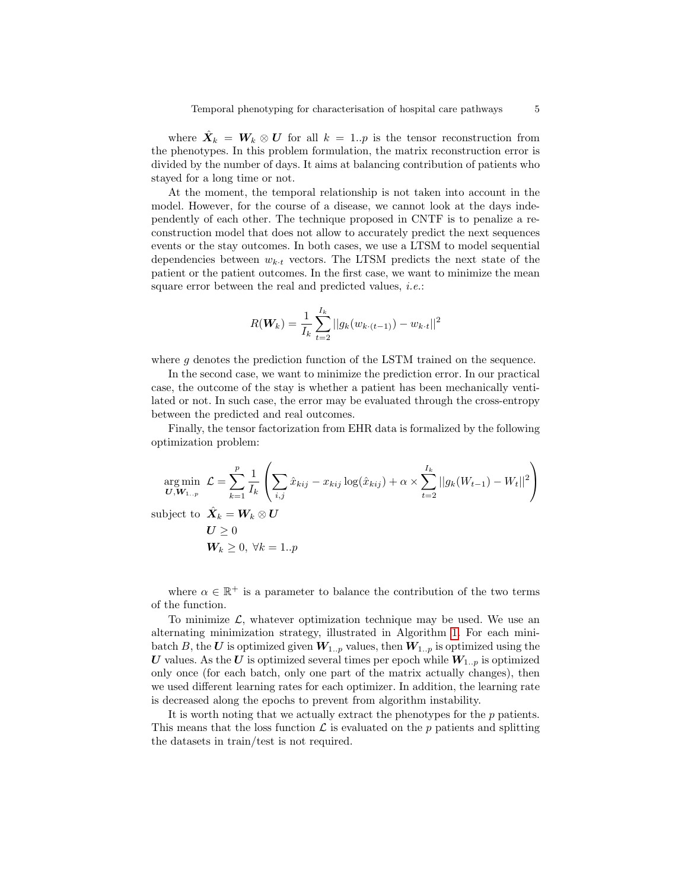where $\hat{\boldsymbol{X}}_k = \boldsymbol{W}_k \otimes \boldsymbol{U}$ for all $k = 1..p$ is the tensor reconstruction from the phenotypes. In this problem formulation, the matrix reconstruction error is divided by the number of days. It aims at balancing contribution of patients who stayed for a long time or not.

At the moment, the temporal relationship is not taken into account in the model. However, for the course of a disease, we cannot look at the days independently of each other. The technique proposed in CNTF is to penalize a reconstruction model that does not allow to accurately predict the next sequences events or the stay outcomes. In both cases, we use a LTSM to model sequential dependencies between $w_{k \cdot t}$ vectors. The LTSM predicts the next state of the patient or the patient outcomes. In the first case, we want to minimize the mean square error between the real and predicted values, *i.e.*:

$$R(\boldsymbol{W}_k) = \frac{1}{I_k} \sum_{t=2}^{I_k} ||g_k(w_{k \cdot (t-1)}) - w_{k \cdot t}||^2$$

where $g$ denotes the prediction function of the LSTM trained on the sequence.

In the second case, we want to minimize the prediction error. In our practical case, the outcome of the stay is whether a patient has been mechanically ventilated or not. In such case, the error may be evaluated through the cross-entropy between the predicted and real outcomes.

Finally, the tensor factorization from EHR data is formalized by the following optimization problem:

$$\underset{\boldsymbol{U}, \boldsymbol{W}_{1..p}}{\arg\min} \;\; \mathcal{L} = \sum_{k=1}^{p} \frac{1}{I_k} \left( \sum_{i,j} \hat{x}_{kij} - x_{kij} \log(\hat{x}_{kij}) + \alpha \times \sum_{t=2}^{I_k} ||g_k(W_{t-1}) - W_t||^2 \right)$$

$$\text{subject to} \;\; \hat{\boldsymbol{X}}_k = \boldsymbol{W}_k \otimes \boldsymbol{U}$$
$$\boldsymbol{U} \geq 0$$
$$\boldsymbol{W}_k \geq 0, \; \forall k = 1..p$$

where $\alpha \in \mathbb{R}^+$ is a parameter to balance the contribution of the two terms of the function.

To minimize $\mathcal{L}$, whatever optimization technique may be used. We use an alternating minimization strategy, illustrated in Algorithm 1. For each minibatch $B$, the $\boldsymbol{U}$ is optimized given $\boldsymbol{W}_{1..p}$ values, then $\boldsymbol{W}_{1..p}$ is optimized using the $\boldsymbol{U}$ values. As the $\boldsymbol{U}$ is optimized several times per epoch while $\boldsymbol{W}_{1..p}$ is optimized only once (for each batch, only one part of the matrix actually changes), then we used different learning rates for each optimizer. In addition, the learning rate is decreased along the epochs to prevent from algorithm instability.

It is worth noting that we actually extract the phenotypes for the $p$ patients. This means that the loss function $\mathcal{L}$ is evaluated on the $p$ patients and splitting the datasets in train/test is not required.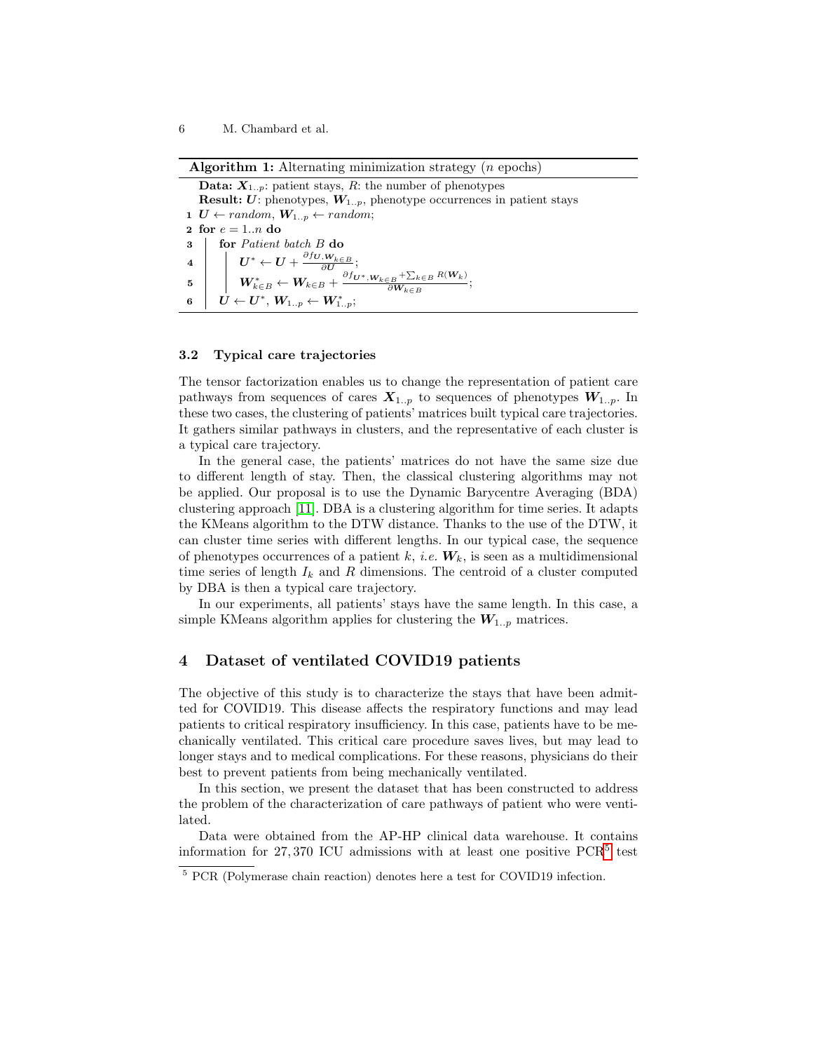**Algorithm 1:** Alternating minimization strategy ($n$ epochs)

**Data:** $\boldsymbol{X}_{1..p}$: patient stays, $R$: the number of phenotypes
**Result:** $\boldsymbol{U}$: phenotypes, $\boldsymbol{W}_{1..p}$, phenotype occurrences in patient stays

```
1 U ← random, W_{1..p} ← random;
2 for e = 1..n do
3     for Patient batch B do
4         U* ← U + ∂f_{U,W_{k∈B}} / ∂U;
5         W*_{k∈B} ← W_{k∈B} + ∂(f_{U*,W_{k∈B}} + Σ_{k∈B} R(W_k)) / ∂W_{k∈B};
6     U ← U*, W_{1..p} ← W*_{1..p};
```

1. $\boldsymbol{U} \leftarrow random$, $\boldsymbol{W}_{1..p} \leftarrow random$;
2. **for** $e = 1..n$ **do**
3. **for** *Patient batch B* **do**
4. $\boldsymbol{U}^* \leftarrow \boldsymbol{U} + \frac{\partial f_{\boldsymbol{U},\boldsymbol{W}_{k\in B}}}{\partial \boldsymbol{U}}$;
5. $\boldsymbol{W}^*_{k\in B} \leftarrow \boldsymbol{W}_{k\in B} + \frac{\partial f_{\boldsymbol{U}^*,\boldsymbol{W}_{k\in B}} + \sum_{k\in B} R(\boldsymbol{W}_k)}{\partial \boldsymbol{W}_{k\in B}}$;
6. $\boldsymbol{U} \leftarrow \boldsymbol{U}^*$, $\boldsymbol{W}_{1..p} \leftarrow \boldsymbol{W}^*_{1..p}$;

### 3.2 Typical care trajectories

The tensor factorization enables us to change the representation of patient care pathways from sequences of cares $\boldsymbol{X}_{1..p}$ to sequences of phenotypes $\boldsymbol{W}_{1..p}$. In these two cases, the clustering of patients' matrices built typical care trajectories. It gathers similar pathways in clusters, and the representative of each cluster is a typical care trajectory.

In the general case, the patients' matrices do not have the same size due to different length of stay. Then, the classical clustering algorithms may not be applied. Our proposal is to use the Dynamic Barycentre Averaging (BDA) clustering approach [11]. DBA is a clustering algorithm for time series. It adapts the KMeans algorithm to the DTW distance. Thanks to the use of the DTW, it can cluster time series with different lengths. In our typical case, the sequence of phenotypes occurrences of a patient $k$, *i.e.* $\boldsymbol{W}_k$, is seen as a multidimensional time series of length $I_k$ and $R$ dimensions. The centroid of a cluster computed by DBA is then a typical care trajectory.

In our experiments, all patients' stays have the same length. In this case, a simple KMeans algorithm applies for clustering the $\boldsymbol{W}_{1..p}$ matrices.

## 4 Dataset of ventilated COVID19 patients

The objective of this study is to characterize the stays that have been admitted for COVID19. This disease affects the respiratory functions and may lead patients to critical respiratory insufficiency. In this case, patients have to be mechanically ventilated. This critical care procedure saves lives, but may lead to longer stays and to medical complications. For these reasons, physicians do their best to prevent patients from being mechanically ventilated.

In this section, we present the dataset that has been constructed to address the problem of the characterization of care pathways of patient who were ventilated.

Data were obtained from the AP-HP clinical data warehouse. It contains information for 27,370 ICU admissions with at least one positive PCR[5] test

[5] PCR (Polymerase chain reaction) denotes here a test for COVID19 infection.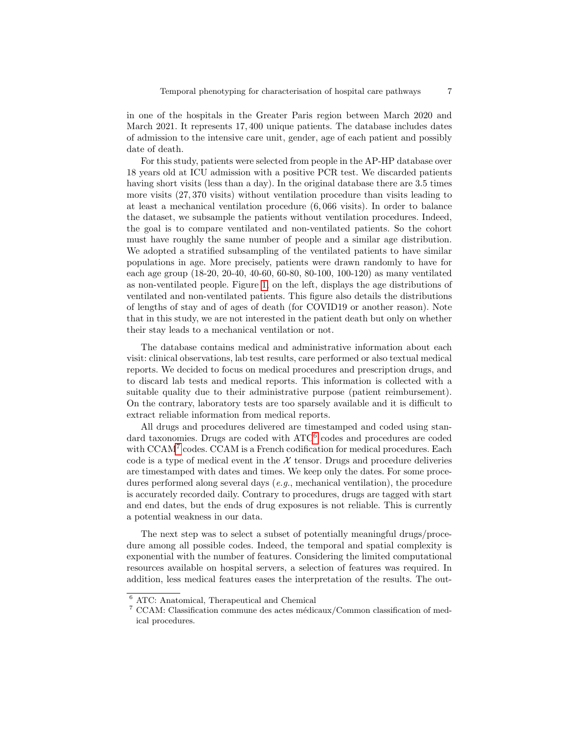in one of the hospitals in the Greater Paris region between March 2020 and March 2021. It represents 17,400 unique patients. The database includes dates of admission to the intensive care unit, gender, age of each patient and possibly date of death.

For this study, patients were selected from people in the AP-HP database over 18 years old at ICU admission with a positive PCR test. We discarded patients having short visits (less than a day). In the original database there are 3.5 times more visits (27,370 visits) without ventilation procedure than visits leading to at least a mechanical ventilation procedure (6,066 visits). In order to balance the dataset, we subsample the patients without ventilation procedures. Indeed, the goal is to compare ventilated and non-ventilated patients. So the cohort must have roughly the same number of people and a similar age distribution. We adopted a stratified subsampling of the ventilated patients to have similar populations in age. More precisely, patients were drawn randomly to have for each age group (18-20, 20-40, 40-60, 60-80, 80-100, 100-120) as many ventilated as non-ventilated people. Figure 1, on the left, displays the age distributions of ventilated and non-ventilated patients. This figure also details the distributions of lengths of stay and of ages of death (for COVID19 or another reason). Note that in this study, we are not interested in the patient death but only on whether their stay leads to a mechanical ventilation or not.

The database contains medical and administrative information about each visit: clinical observations, lab test results, care performed or also textual medical reports. We decided to focus on medical procedures and prescription drugs, and to discard lab tests and medical reports. This information is collected with a suitable quality due to their administrative purpose (patient reimbursement). On the contrary, laboratory tests are too sparsely available and it is difficult to extract reliable information from medical reports.

All drugs and procedures delivered are timestamped and coded using standard taxonomies. Drugs are coded with ATC[6] codes and procedures are coded with CCAM[7] codes. CCAM is a French codification for medical procedures. Each code is a type of medical event in the $\mathcal{X}$ tensor. Drugs and procedure deliveries are timestamped with dates and times. We keep only the dates. For some procedures performed along several days (*e.g.*, mechanical ventilation), the procedure is accurately recorded daily. Contrary to procedures, drugs are tagged with start and end dates, but the ends of drug exposures is not reliable. This is currently a potential weakness in our data.

The next step was to select a subset of potentially meaningful drugs/procedure among all possible codes. Indeed, the temporal and spatial complexity is exponential with the number of features. Considering the limited computational resources available on hospital servers, a selection of features was required. In addition, less medical features eases the interpretation of the results. The out-

[6] ATC: Anatomical, Therapeutical and Chemical

[7] CCAM: Classification commune des actes médicaux/Common classification of medical procedures.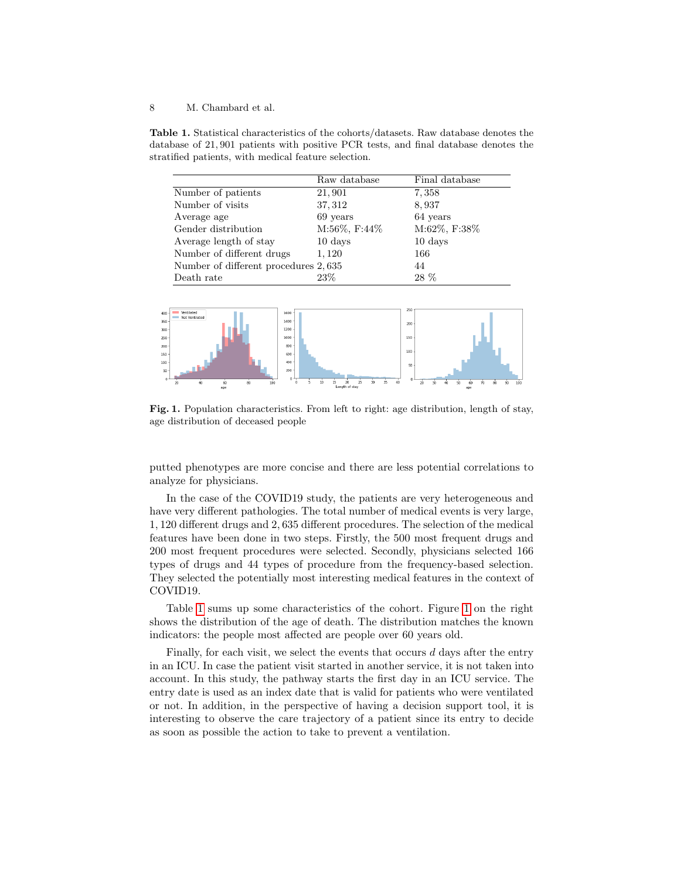**Table 1.** Statistical characteristics of the cohorts/datasets. Raw database denotes the database of 21,901 patients with positive PCR tests, and final database denotes the stratified patients, with medical feature selection.

| | Raw database | Final database |
|---|---|---|
| Number of patients | 21,901 | 7,358 |
| Number of visits | 37,312 | 8,937 |
| Average age | 69 years | 64 years |
| Gender distribution | M:56%, F:44% | M:62%, F:38% |
| Average length of stay | 10 days | 10 days |
| Number of different drugs | 1,120 | 166 |
| Number of different procedures | 2,635 | 44 |
| Death rate | 23% | 28 % |

**Fig. 1.** Population characteristics. From left to right: age distribution, length of stay, age distribution of deceased people

putted phenotypes are more concise and there are less potential correlations to analyze for physicians.

In the case of the COVID19 study, the patients are very heterogeneous and have very different pathologies. The total number of medical events is very large, 1,120 different drugs and 2,635 different procedures. The selection of the medical features have been done in two steps. Firstly, the 500 most frequent drugs and 200 most frequent procedures were selected. Secondly, physicians selected 166 types of drugs and 44 types of procedure from the frequency-based selection. They selected the potentially most interesting medical features in the context of COVID19.

Table 1 sums up some characteristics of the cohort. Figure 1 on the right shows the distribution of the age of death. The distribution matches the known indicators: the people most affected are people over 60 years old.

Finally, for each visit, we select the events that occurs $d$ days after the entry in an ICU. In case the patient visit started in another service, it is not taken into account. In this study, the pathway starts the first day in an ICU service. The entry date is used as an index date that is valid for patients who were ventilated or not. In addition, in the perspective of having a decision support tool, it is interesting to observe the care trajectory of a patient since its entry to decide as soon as possible the action to take to prevent a ventilation.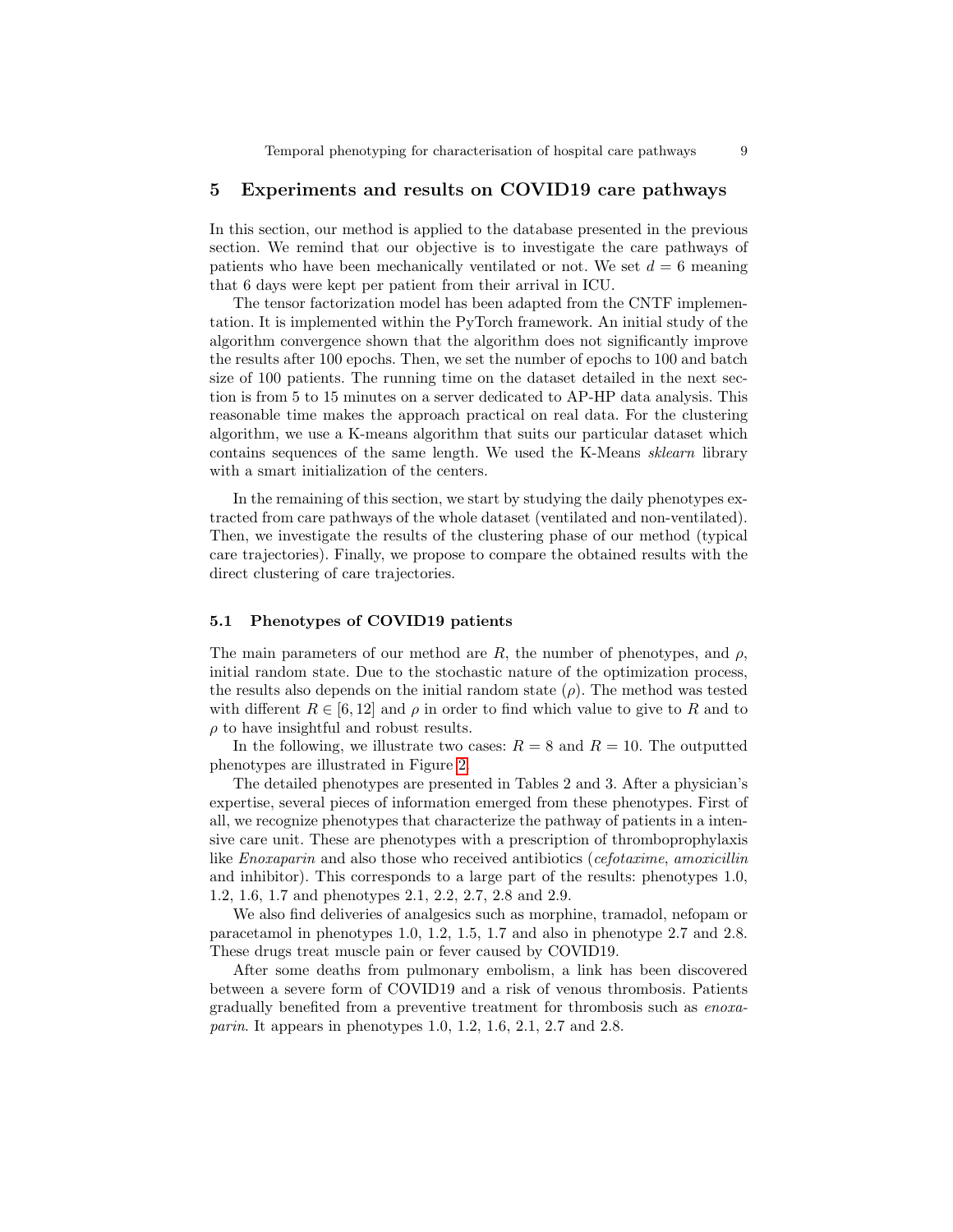## 5 Experiments and results on COVID19 care pathways

In this section, our method is applied to the database presented in the previous section. We remind that our objective is to investigate the care pathways of patients who have been mechanically ventilated or not. We set $d = 6$ meaning that 6 days were kept per patient from their arrival in ICU.

The tensor factorization model has been adapted from the CNTF implementation. It is implemented within the PyTorch framework. An initial study of the algorithm convergence shown that the algorithm does not significantly improve the results after 100 epochs. Then, we set the number of epochs to 100 and batch size of 100 patients. The running time on the dataset detailed in the next section is from 5 to 15 minutes on a server dedicated to AP-HP data analysis. This reasonable time makes the approach practical on real data. For the clustering algorithm, we use a K-means algorithm that suits our particular dataset which contains sequences of the same length. We used the K-Means *sklearn* library with a smart initialization of the centers.

In the remaining of this section, we start by studying the daily phenotypes extracted from care pathways of the whole dataset (ventilated and non-ventilated). Then, we investigate the results of the clustering phase of our method (typical care trajectories). Finally, we propose to compare the obtained results with the direct clustering of care trajectories.

### 5.1 Phenotypes of COVID19 patients

The main parameters of our method are $R$, the number of phenotypes, and $\rho$, initial random state. Due to the stochastic nature of the optimization process, the results also depends on the initial random state ($\rho$). The method was tested with different $R \in [6, 12]$ and $\rho$ in order to find which value to give to $R$ and to $\rho$ to have insightful and robust results.

In the following, we illustrate two cases: $R = 8$ and $R = 10$. The outputted phenotypes are illustrated in Figure 2.

The detailed phenotypes are presented in Tables 2 and 3. After a physician's expertise, several pieces of information emerged from these phenotypes. First of all, we recognize phenotypes that characterize the pathway of patients in a intensive care unit. These are phenotypes with a prescription of thromboprophylaxis like *Enoxaparin* and also those who received antibiotics (*cefotaxime*, *amoxicillin* and inhibitor). This corresponds to a large part of the results: phenotypes 1.0, 1.2, 1.6, 1.7 and phenotypes 2.1, 2.2, 2.7, 2.8 and 2.9.

We also find deliveries of analgesics such as morphine, tramadol, nefopam or paracetamol in phenotypes 1.0, 1.2, 1.5, 1.7 and also in phenotype 2.7 and 2.8. These drugs treat muscle pain or fever caused by COVID19.

After some deaths from pulmonary embolism, a link has been discovered between a severe form of COVID19 and a risk of venous thrombosis. Patients gradually benefited from a preventive treatment for thrombosis such as *enoxaparin*. It appears in phenotypes 1.0, 1.2, 1.6, 2.1, 2.7 and 2.8.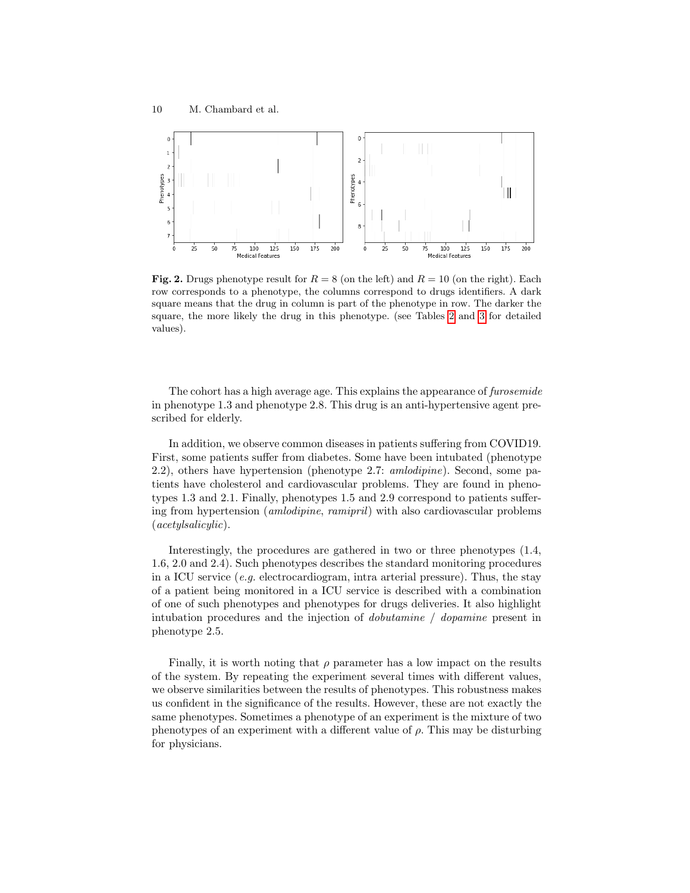**Fig. 2.** Drugs phenotype result for $R = 8$ (on the left) and $R = 10$ (on the right). Each row corresponds to a phenotype, the columns correspond to drugs identifiers. A dark square means that the drug in column is part of the phenotype in row. The darker the square, the more likely the drug in this phenotype. (see Tables 2 and 3 for detailed values).

The cohort has a high average age. This explains the appearance of *furosemide* in phenotype 1.3 and phenotype 2.8. This drug is an anti-hypertensive agent prescribed for elderly.

In addition, we observe common diseases in patients suffering from COVID19. First, some patients suffer from diabetes. Some have been intubated (phenotype 2.2), others have hypertension (phenotype 2.7: *amlodipine*). Second, some patients have cholesterol and cardiovascular problems. They are found in phenotypes 1.3 and 2.1. Finally, phenotypes 1.5 and 2.9 correspond to patients suffering from hypertension (*amlodipine*, *ramipril*) with also cardiovascular problems (*acetylsalicylic*).

Interestingly, the procedures are gathered in two or three phenotypes (1.4, 1.6, 2.0 and 2.4). Such phenotypes describes the standard monitoring procedures in a ICU service (*e.g.* electrocardiogram, intra arterial pressure). Thus, the stay of a patient being monitored in a ICU service is described with a combination of one of such phenotypes and phenotypes for drugs deliveries. It also highlight intubation procedures and the injection of *dobutamine* / *dopamine* present in phenotype 2.5.

Finally, it is worth noting that $\rho$ parameter has a low impact on the results of the system. By repeating the experiment several times with different values, we observe similarities between the results of phenotypes. This robustness makes us confident in the significance of the results. However, these are not exactly the same phenotypes. Sometimes a phenotype of an experiment is the mixture of two phenotypes of an experiment with a different value of $\rho$. This may be disturbing for physicians.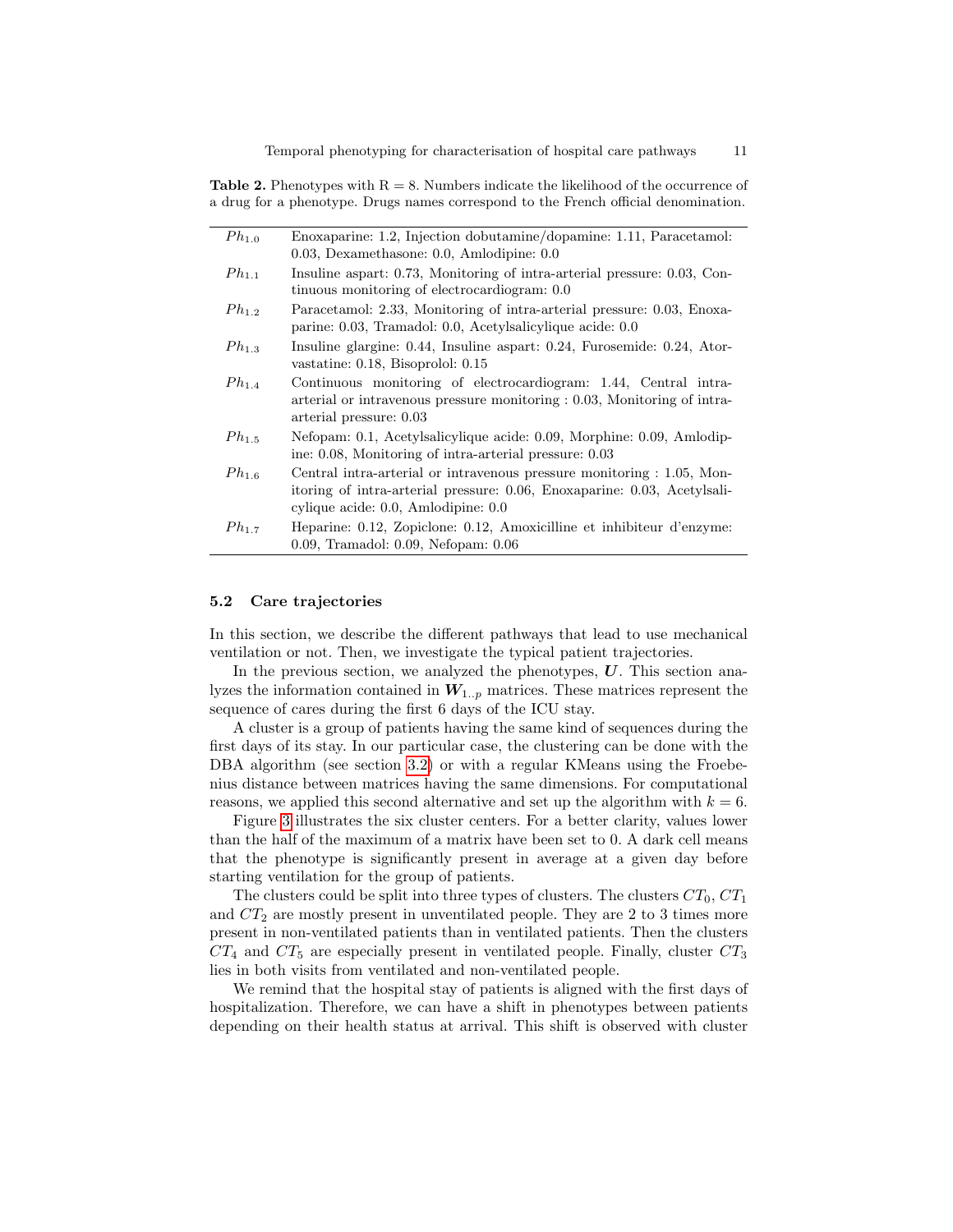**Table 2.** Phenotypes with R = 8. Numbers indicate the likelihood of the occurrence of a drug for a phenotype. Drugs names correspond to the French official denomination.

| | |
|---|---|
| $Ph_{1.0}$ | Enoxaparine: 1.2, Injection dobutamine/dopamine: 1.11, Paracetamol: 0.03, Dexamethasone: 0.0, Amlodipine: 0.0 |
| $Ph_{1.1}$ | Insuline aspart: 0.73, Monitoring of intra-arterial pressure: 0.03, Continuous monitoring of electrocardiogram: 0.0 |
| $Ph_{1.2}$ | Paracetamol: 2.33, Monitoring of intra-arterial pressure: 0.03, Enoxaparine: 0.03, Tramadol: 0.0, Acetylsalicylique acide: 0.0 |
| $Ph_{1.3}$ | Insuline glargine: 0.44, Insuline aspart: 0.24, Furosemide: 0.24, Atorvastatine: 0.18, Bisoprolol: 0.15 |
| $Ph_{1.4}$ | Continuous monitoring of electrocardiogram: 1.44, Central intra-arterial or intravenous pressure monitoring : 0.03, Monitoring of intra-arterial pressure: 0.03 |
| $Ph_{1.5}$ | Nefopam: 0.1, Acetylsalicylique acide: 0.09, Morphine: 0.09, Amlodipine: 0.08, Monitoring of intra-arterial pressure: 0.03 |
| $Ph_{1.6}$ | Central intra-arterial or intravenous pressure monitoring : 1.05, Monitoring of intra-arterial pressure: 0.06, Enoxaparine: 0.03, Acetylsalicylique acide: 0.0, Amlodipine: 0.0 |
| $Ph_{1.7}$ | Heparine: 0.12, Zopiclone: 0.12, Amoxicilline et inhibiteur d'enzyme: 0.09, Tramadol: 0.09, Nefopam: 0.06 |

### 5.2 Care trajectories

In this section, we describe the different pathways that lead to use mechanical ventilation or not. Then, we investigate the typical patient trajectories.

In the previous section, we analyzed the phenotypes, $\boldsymbol{U}$. This section analyzes the information contained in $\boldsymbol{W}_{1..p}$ matrices. These matrices represent the sequence of cares during the first 6 days of the ICU stay.

A cluster is a group of patients having the same kind of sequences during the first days of its stay. In our particular case, the clustering can be done with the DBA algorithm (see section 3.2) or with a regular KMeans using the Froebenius distance between matrices having the same dimensions. For computational reasons, we applied this second alternative and set up the algorithm with $k = 6$.

Figure 3 illustrates the six cluster centers. For a better clarity, values lower than the half of the maximum of a matrix have been set to 0. A dark cell means that the phenotype is significantly present in average at a given day before starting ventilation for the group of patients.

The clusters could be split into three types of clusters. The clusters $CT_0$, $CT_1$ and $CT_2$ are mostly present in unventilated people. They are 2 to 3 times more present in non-ventilated patients than in ventilated patients. Then the clusters $CT_4$ and $CT_5$ are especially present in ventilated people. Finally, cluster $CT_3$ lies in both visits from ventilated and non-ventilated people.

We remind that the hospital stay of patients is aligned with the first days of hospitalization. Therefore, we can have a shift in phenotypes between patients depending on their health status at arrival. This shift is observed with cluster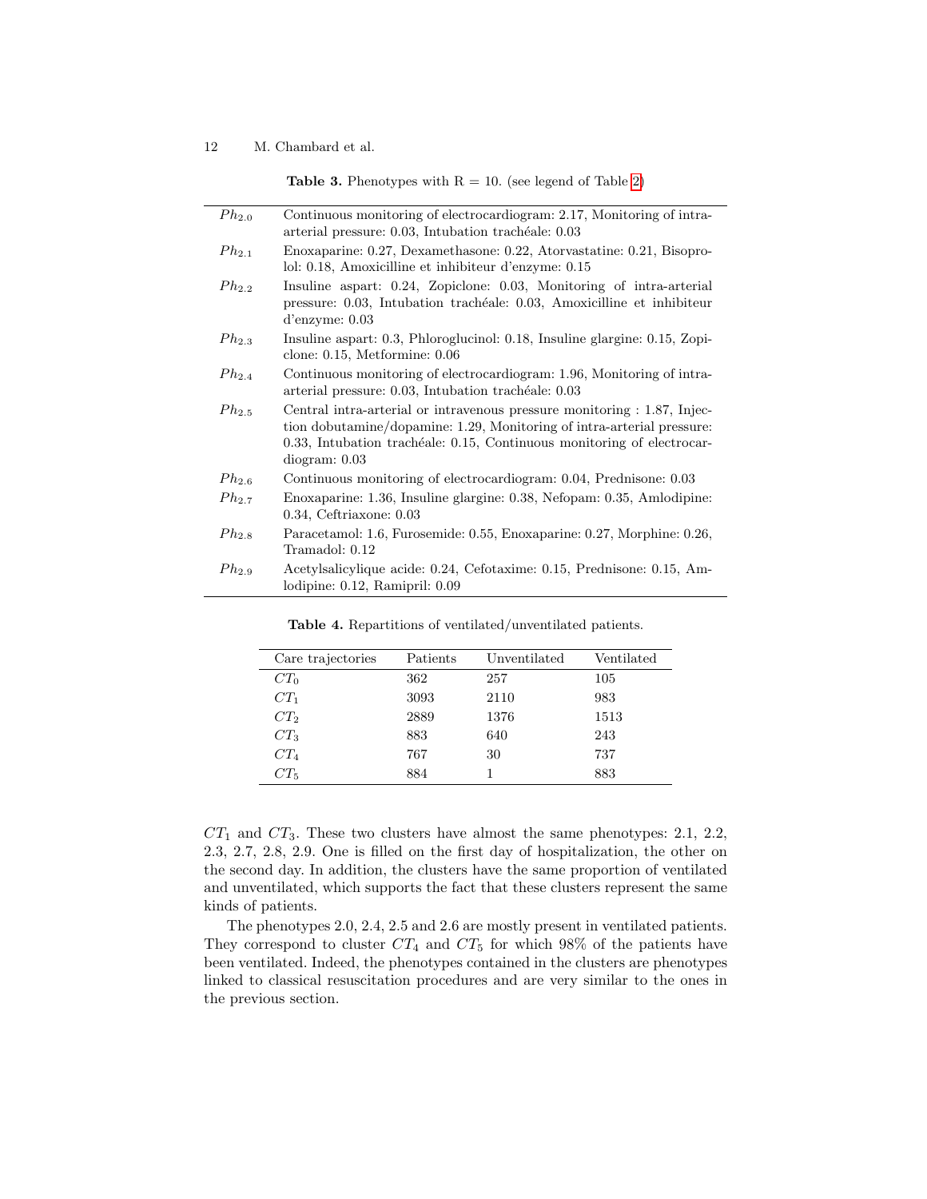**Table 3.** Phenotypes with R = 10. (see legend of Table 2)

| | |
|---|---|
| $Ph_{2.0}$ | Continuous monitoring of electrocardiogram: 2.17, Monitoring of intra-arterial pressure: 0.03, Intubation trachéale: 0.03 |
| $Ph_{2.1}$ | Enoxaparine: 0.27, Dexamethasone: 0.22, Atorvastatine: 0.21, Bisoprolol: 0.18, Amoxicilline et inhibiteur d'enzyme: 0.15 |
| $Ph_{2.2}$ | Insuline aspart: 0.24, Zopiclone: 0.03, Monitoring of intra-arterial pressure: 0.03, Intubation trachéale: 0.03, Amoxicilline et inhibiteur d'enzyme: 0.03 |
| $Ph_{2.3}$ | Insuline aspart: 0.3, Phloroglucinol: 0.18, Insuline glargine: 0.15, Zopiclone: 0.15, Metformine: 0.06 |
| $Ph_{2.4}$ | Continuous monitoring of electrocardiogram: 1.96, Monitoring of intra-arterial pressure: 0.03, Intubation trachéale: 0.03 |
| $Ph_{2.5}$ | Central intra-arterial or intravenous pressure monitoring : 1.87, Injection dobutamine/dopamine: 1.29, Monitoring of intra-arterial pressure: 0.33, Intubation trachéale: 0.15, Continuous monitoring of electrocardiogram: 0.03 |
| $Ph_{2.6}$ | Continuous monitoring of electrocardiogram: 0.04, Prednisone: 0.03 |
| $Ph_{2.7}$ | Enoxaparine: 1.36, Insuline glargine: 0.38, Nefopam: 0.35, Amlodipine: 0.34, Ceftriaxone: 0.03 |
| $Ph_{2.8}$ | Paracetamol: 1.6, Furosemide: 0.55, Enoxaparine: 0.27, Morphine: 0.26, Tramadol: 0.12 |
| $Ph_{2.9}$ | Acetylsalicylique acide: 0.24, Cefotaxime: 0.15, Prednisone: 0.15, Amlodipine: 0.12, Ramipril: 0.09 |

**Table 4.** Repartitions of ventilated/unventilated patients.

| Care trajectories | Patients | Unventilated | Ventilated |
|---|---|---|---|
| $CT_0$ | 362 | 257 | 105 |
| $CT_1$ | 3093 | 2110 | 983 |
| $CT_2$ | 2889 | 1376 | 1513 |
| $CT_3$ | 883 | 640 | 243 |
| $CT_4$ | 767 | 30 | 737 |
| $CT_5$ | 884 | 1 | 883 |

$CT_1$ and $CT_3$. These two clusters have almost the same phenotypes: 2.1, 2.2, 2.3, 2.7, 2.8, 2.9. One is filled on the first day of hospitalization, the other on the second day. In addition, the clusters have the same proportion of ventilated and unventilated, which supports the fact that these clusters represent the same kinds of patients.

The phenotypes 2.0, 2.4, 2.5 and 2.6 are mostly present in ventilated patients. They correspond to cluster $CT_4$ and $CT_5$ for which 98% of the patients have been ventilated. Indeed, the phenotypes contained in the clusters are phenotypes linked to classical resuscitation procedures and are very similar to the ones in the previous section.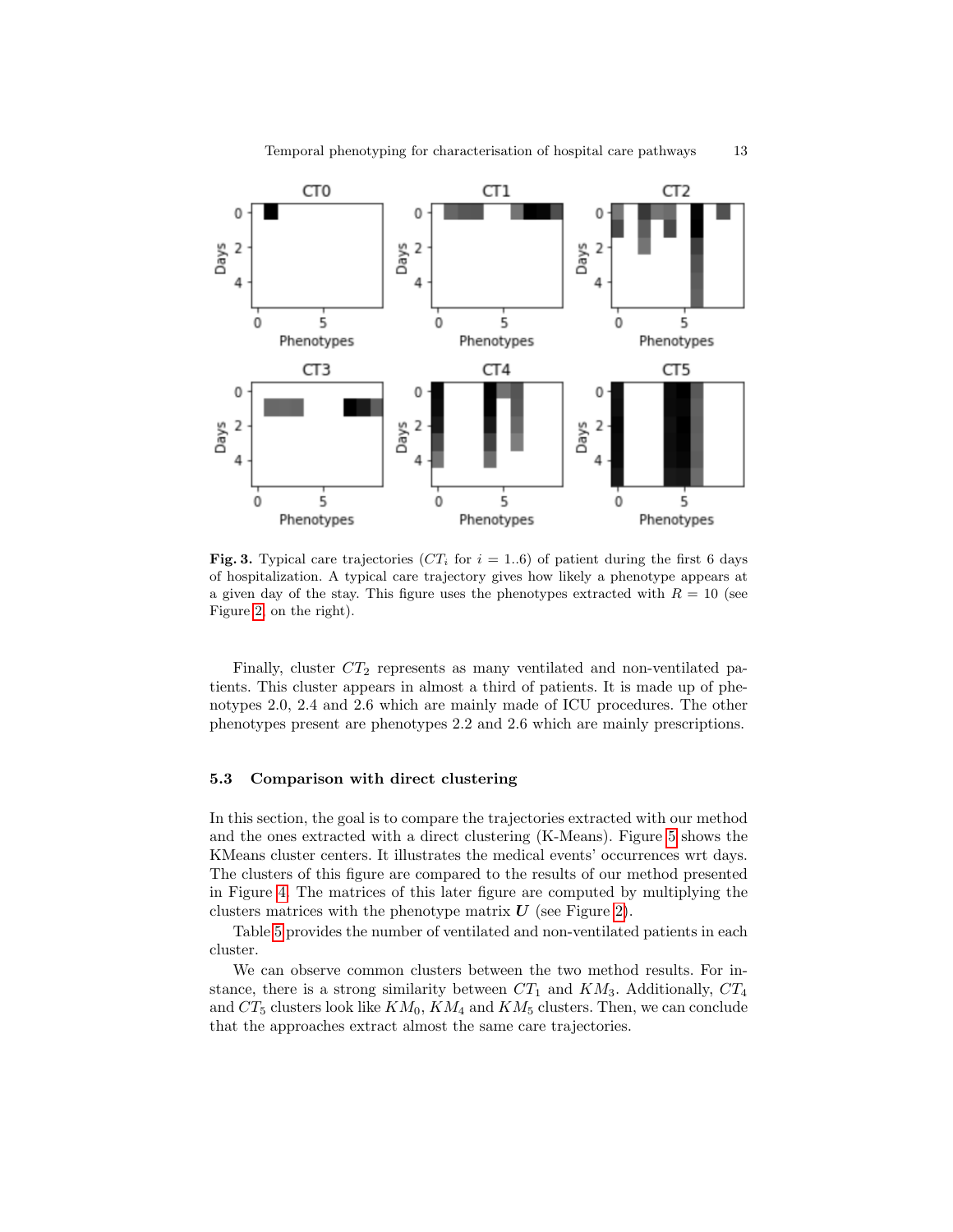Fig. 3. Typical care trajectories ($CT_i$ for $i = 1..6$) of patient during the first 6 days of hospitalization. A typical care trajectory gives how likely a phenotype appears at a given day of the stay. This figure uses the phenotypes extracted with $R = 10$ (see Figure 2, on the right).

Finally, cluster $CT_2$ represents as many ventilated and non-ventilated patients. This cluster appears in almost a third of patients. It is made up of phenotypes 2.0, 2.4 and 2.6 which are mainly made of ICU procedures. The other phenotypes present are phenotypes 2.2 and 2.6 which are mainly prescriptions.

### 5.3 Comparison with direct clustering

In this section, the goal is to compare the trajectories extracted with our method and the ones extracted with a direct clustering (K-Means). Figure 5 shows the KMeans cluster centers. It illustrates the medical events' occurrences wrt days. The clusters of this figure are compared to the results of our method presented in Figure 4. The matrices of this later figure are computed by multiplying the clusters matrices with the phenotype matrix $\boldsymbol{U}$ (see Figure 2).

Table 5 provides the number of ventilated and non-ventilated patients in each cluster.

We can observe common clusters between the two method results. For instance, there is a strong similarity between $CT_1$ and $KM_3$. Additionally, $CT_4$ and $CT_5$ clusters look like $KM_0$, $KM_4$ and $KM_5$ clusters. Then, we can conclude that the approaches extract almost the same care trajectories.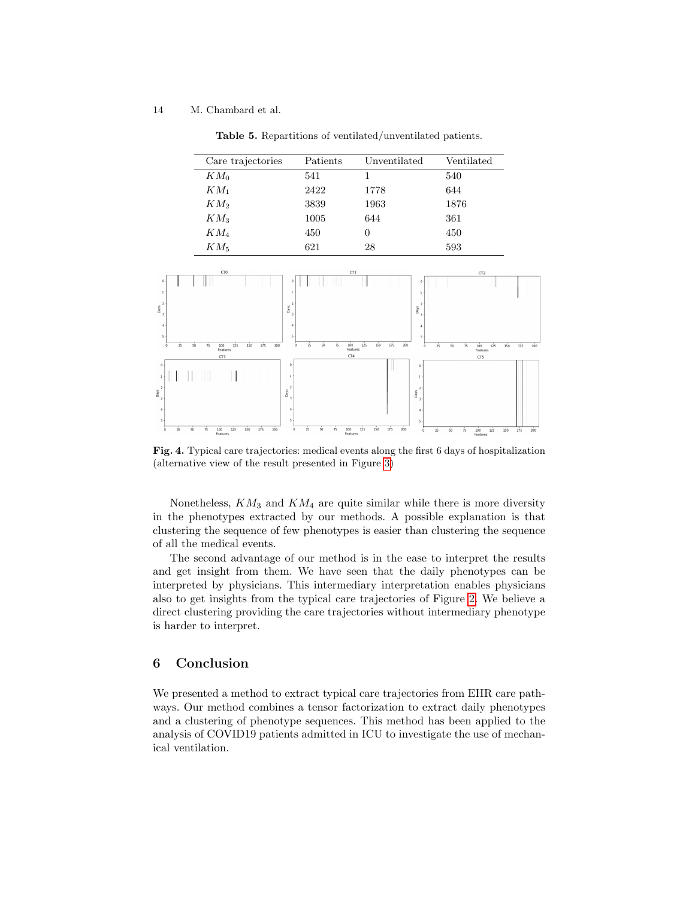**Table 5.** Repartitions of ventilated/unventilated patients.

| Care trajectories | Patients | Unventilated | Ventilated |
|---|---|---|---|
| $KM_0$ | 541 | 1 | 540 |
| $KM_1$ | 2422 | 1778 | 644 |
| $KM_2$ | 3839 | 1963 | 1876 |
| $KM_3$ | 1005 | 644 | 361 |
| $KM_4$ | 450 | 0 | 450 |
| $KM_5$ | 621 | 28 | 593 |

**Fig. 4.** Typical care trajectories: medical events along the first 6 days of hospitalization (alternative view of the result presented in Figure 3)

Nonetheless, $KM_3$ and $KM_4$ are quite similar while there is more diversity in the phenotypes extracted by our methods. A possible explanation is that clustering the sequence of few phenotypes is easier than clustering the sequence of all the medical events.

The second advantage of our method is in the ease to interpret the results and get insight from them. We have seen that the daily phenotypes can be interpreted by physicians. This intermediary interpretation enables physicians also to get insights from the typical care trajectories of Figure 2. We believe a direct clustering providing the care trajectories without intermediary phenotype is harder to interpret.

## 6 Conclusion

We presented a method to extract typical care trajectories from EHR care pathways. Our method combines a tensor factorization to extract daily phenotypes and a clustering of phenotype sequences. This method has been applied to the analysis of COVID19 patients admitted in ICU to investigate the use of mechanical ventilation.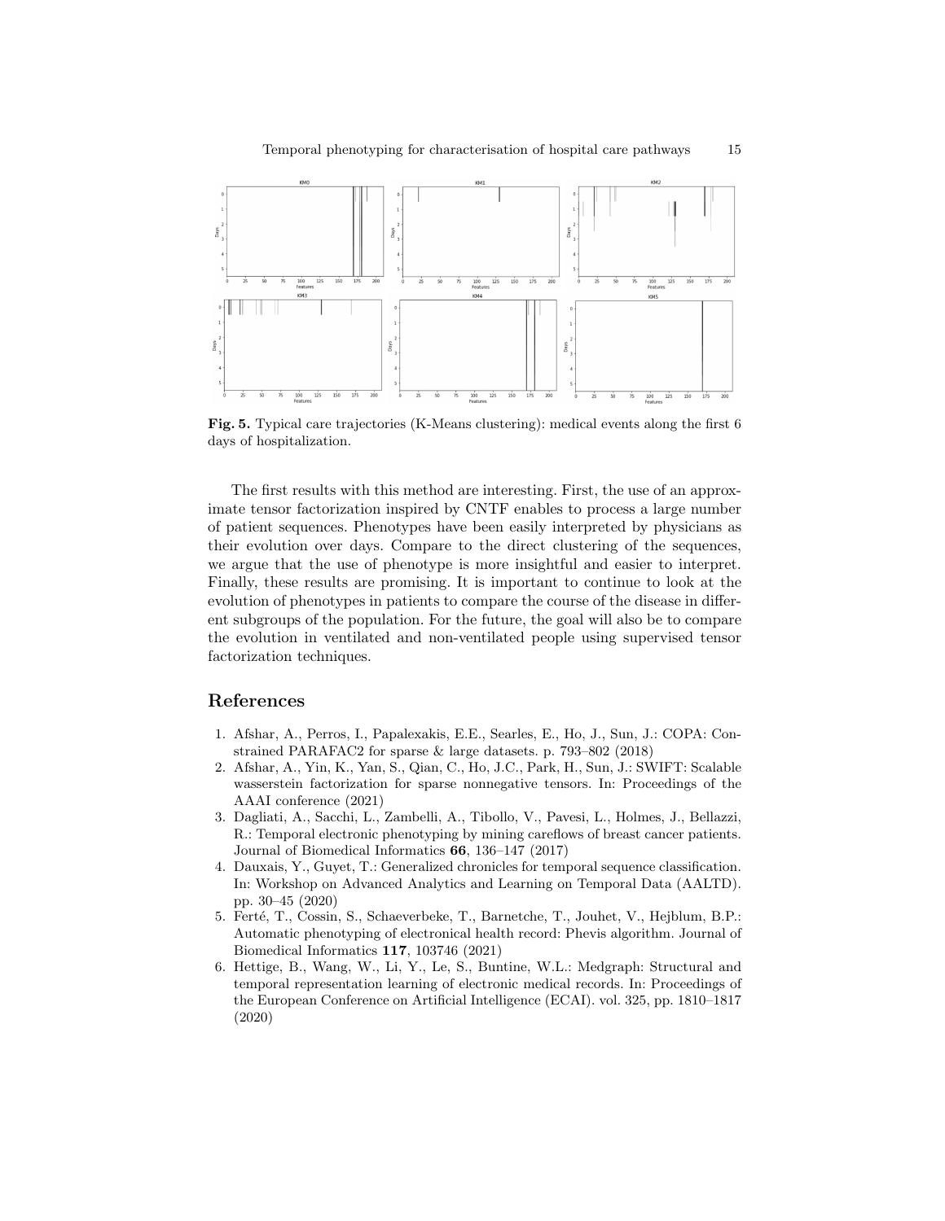**Fig. 5.** Typical care trajectories (K-Means clustering): medical events along the first 6 days of hospitalization.

The first results with this method are interesting. First, the use of an approximate tensor factorization inspired by CNTF enables to process a large number of patient sequences. Phenotypes have been easily interpreted by physicians as their evolution over days. Compare to the direct clustering of the sequences, we argue that the use of phenotype is more insightful and easier to interpret. Finally, these results are promising. It is important to continue to look at the evolution of phenotypes in patients to compare the course of the disease in different subgroups of the population. For the future, the goal will also be to compare the evolution in ventilated and non-ventilated people using supervised tensor factorization techniques.

## References

1. Afshar, A., Perros, I., Papalexakis, E.E., Searles, E., Ho, J., Sun, J.: COPA: Constrained PARAFAC2 for sparse & large datasets. p. 793–802 (2018)
2. Afshar, A., Yin, K., Yan, S., Qian, C., Ho, J.C., Park, H., Sun, J.: SWIFT: Scalable wasserstein factorization for sparse nonnegative tensors. In: Proceedings of the AAAI conference (2021)
3. Dagliati, A., Sacchi, L., Zambelli, A., Tibollo, V., Pavesi, L., Holmes, J., Bellazzi, R.: Temporal electronic phenotyping by mining careflows of breast cancer patients. Journal of Biomedical Informatics **66**, 136–147 (2017)
4. Dauxais, Y., Guyet, T.: Generalized chronicles for temporal sequence classification. In: Workshop on Advanced Analytics and Learning on Temporal Data (AALTD). pp. 30–45 (2020)
5. Ferté, T., Cossin, S., Schaeverbeke, T., Barnetche, T., Jouhet, V., Hejblum, B.P.: Automatic phenotyping of electronical health record: Phevis algorithm. Journal of Biomedical Informatics **117**, 103746 (2021)
6. Hettige, B., Wang, W., Li, Y., Le, S., Buntine, W.L.: Medgraph: Structural and temporal representation learning of electronic medical records. In: Proceedings of the European Conference on Artificial Intelligence (ECAI). vol. 325, pp. 1810–1817 (2020)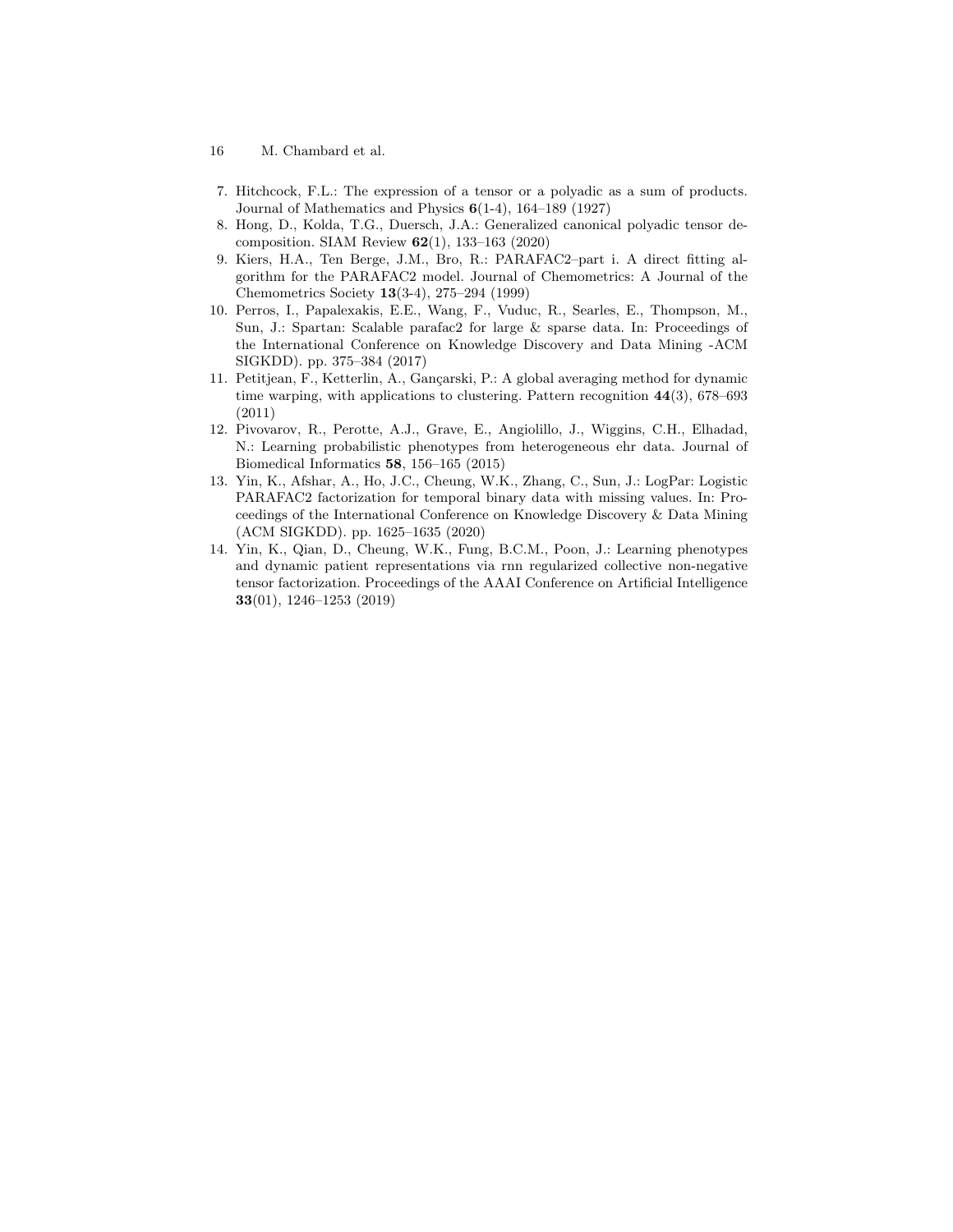7. Hitchcock, F.L.: The expression of a tensor or a polyadic as a sum of products. Journal of Mathematics and Physics **6**(1-4), 164–189 (1927)
8. Hong, D., Kolda, T.G., Duersch, J.A.: Generalized canonical polyadic tensor decomposition. SIAM Review **62**(1), 133–163 (2020)
9. Kiers, H.A., Ten Berge, J.M., Bro, R.: PARAFAC2–part i. A direct fitting algorithm for the PARAFAC2 model. Journal of Chemometrics: A Journal of the Chemometrics Society **13**(3-4), 275–294 (1999)
10. Perros, I., Papalexakis, E.E., Wang, F., Vuduc, R., Searles, E., Thompson, M., Sun, J.: Spartan: Scalable parafac2 for large & sparse data. In: Proceedings of the International Conference on Knowledge Discovery and Data Mining -ACM SIGKDD). pp. 375–384 (2017)
11. Petitjean, F., Ketterlin, A., Gançarski, P.: A global averaging method for dynamic time warping, with applications to clustering. Pattern recognition **44**(3), 678–693 (2011)
12. Pivovarov, R., Perotte, A.J., Grave, E., Angiolillo, J., Wiggins, C.H., Elhadad, N.: Learning probabilistic phenotypes from heterogeneous ehr data. Journal of Biomedical Informatics **58**, 156–165 (2015)
13. Yin, K., Afshar, A., Ho, J.C., Cheung, W.K., Zhang, C., Sun, J.: LogPar: Logistic PARAFAC2 factorization for temporal binary data with missing values. In: Proceedings of the International Conference on Knowledge Discovery & Data Mining (ACM SIGKDD). pp. 1625–1635 (2020)
14. Yin, K., Qian, D., Cheung, W.K., Fung, B.C.M., Poon, J.: Learning phenotypes and dynamic patient representations via rnn regularized collective non-negative tensor factorization. Proceedings of the AAAI Conference on Artificial Intelligence **33**(01), 1246–1253 (2019)